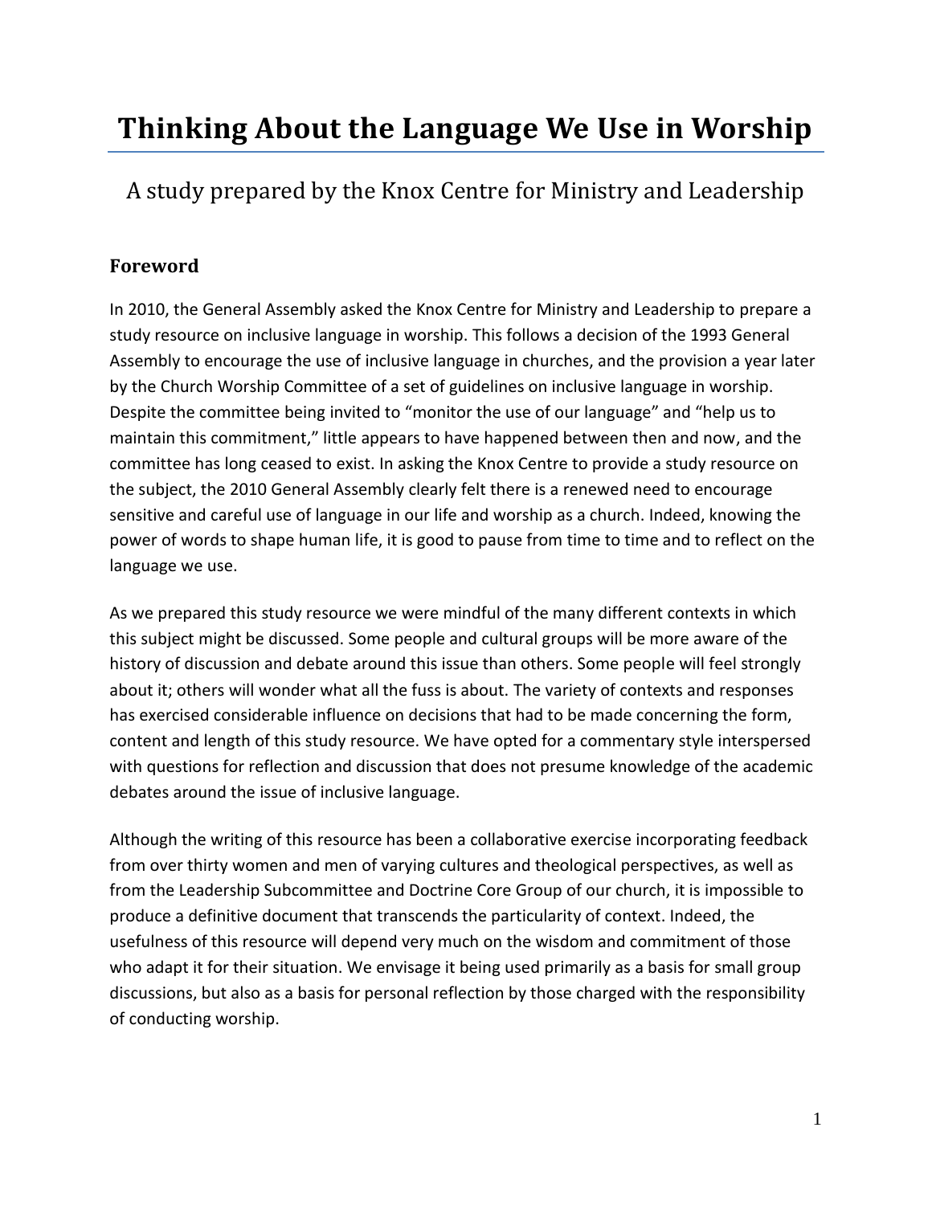# Thinking About the Language We Use in Worship

A study prepared by the Knox Centre for Ministry and Leadership

## Foreword

In 2010, the General Assembly asked the Knox Centre for Ministry and Leadership to prepare a study resource on inclusive language in worship. This follows a decision of the 1993 General Assembly to encourage the use of inclusive language in churches, and the provision a year later by the Church Worship Committee of a set of guidelines on inclusive language in worship. Despite the committee being invited to "monitor the use of our language" and "help us to maintain this commitment," little appears to have happened between then and now, and the committee has long ceased to exist. In asking the Knox Centre to provide a study resource on the subject, the 2010 General Assembly clearly felt there is a renewed need to encourage sensitive and careful use of language in our life and worship as a church. Indeed, knowing the power of words to shape human life, it is good to pause from time to time and to reflect on the language we use.

As we prepared this study resource we were mindful of the many different contexts in which this subject might be discussed. Some people and cultural groups will be more aware of the history of discussion and debate around this issue than others. Some people will feel strongly about it; others will wonder what all the fuss is about. The variety of contexts and responses has exercised considerable influence on decisions that had to be made concerning the form, content and length of this study resource. We have opted for a commentary style interspersed with questions for reflection and discussion that does not presume knowledge of the academic debates around the issue of inclusive language.

Although the writing of this resource has been a collaborative exercise incorporating feedback from over thirty women and men of varying cultures and theological perspectives, as well as from the Leadership Subcommittee and Doctrine Core Group of our church, it is impossible to produce a definitive document that transcends the particularity of context. Indeed, the usefulness of this resource will depend very much on the wisdom and commitment of those who adapt it for their situation. We envisage it being used primarily as a basis for small group discussions, but also as a basis for personal reflection by those charged with the responsibility of conducting worship.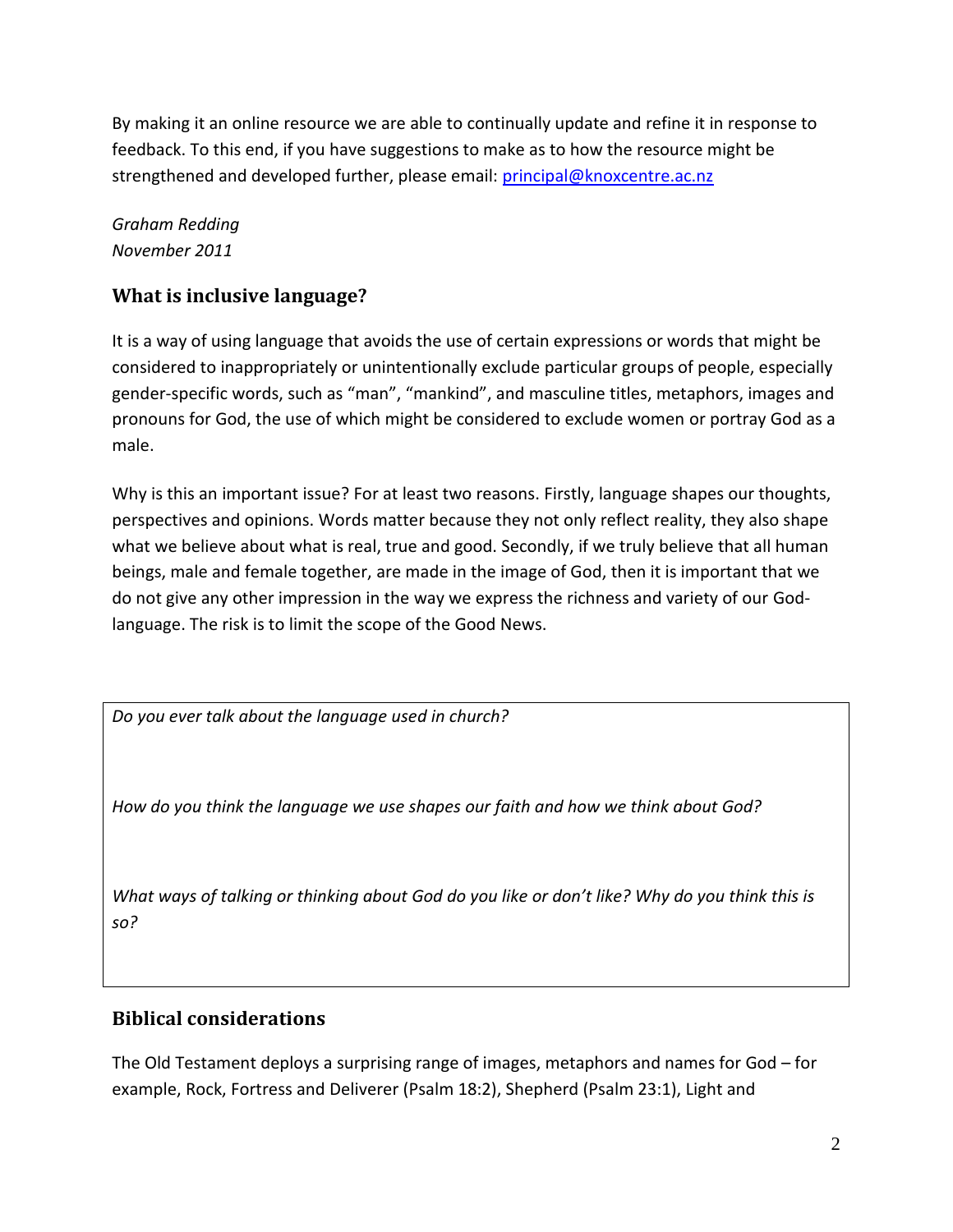By making it an online resource we are able to continually update and refine it in response to feedback. To this end, if you have suggestions to make as to how the resource might be strengthened and developed further, please email: principal@knoxcentre.ac.nz

*Graham Redding*
*November 2011*

## What is inclusive language?

It is a way of using language that avoids the use of certain expressions or words that might be considered to inappropriately or unintentionally exclude particular groups of people, especially gender-specific words, such as “man”, “mankind”, and masculine titles, metaphors, images and pronouns for God, the use of which might be considered to exclude women or portray God as a male.

Why is this an important issue? For at least two reasons. Firstly, language shapes our thoughts, perspectives and opinions. Words matter because they not only reflect reality, they also shape what we believe about what is real, true and good. Secondly, if we truly believe that all human beings, male and female together, are made in the image of God, then it is important that we do not give any other impression in the way we express the richness and variety of our God-language. The risk is to limit the scope of the Good News.

*Do you ever talk about the language used in church?*

*How do you think the language we use shapes our faith and how we think about God?*

*What ways of talking or thinking about God do you like or don’t like? Why do you think this is so?*

## Biblical considerations

The Old Testament deploys a surprising range of images, metaphors and names for God – for example, Rock, Fortress and Deliverer (Psalm 18:2), Shepherd (Psalm 23:1), Light and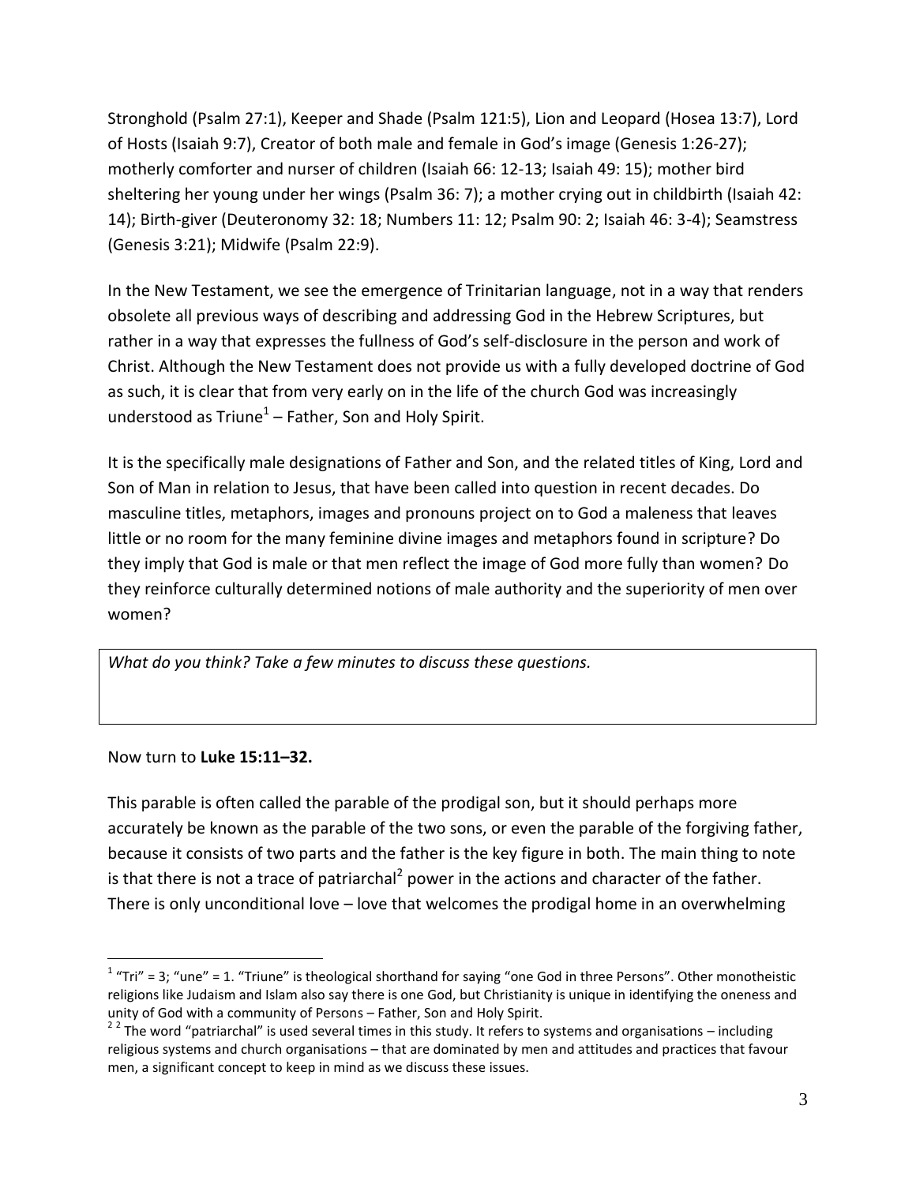Stronghold (Psalm 27:1), Keeper and Shade (Psalm 121:5), Lion and Leopard (Hosea 13:7), Lord of Hosts (Isaiah 9:7), Creator of both male and female in God's image (Genesis 1:26-27); motherly comforter and nurser of children (Isaiah 66: 12-13; Isaiah 49: 15); mother bird sheltering her young under her wings (Psalm 36: 7); a mother crying out in childbirth (Isaiah 42: 14); Birth-giver (Deuteronomy 32: 18; Numbers 11: 12; Psalm 90: 2; Isaiah 46: 3-4); Seamstress (Genesis 3:21); Midwife (Psalm 22:9).

In the New Testament, we see the emergence of Trinitarian language, not in a way that renders obsolete all previous ways of describing and addressing God in the Hebrew Scriptures, but rather in a way that expresses the fullness of God's self-disclosure in the person and work of Christ. Although the New Testament does not provide us with a fully developed doctrine of God as such, it is clear that from very early on in the life of the church God was increasingly understood as Triune[1] – Father, Son and Holy Spirit.

It is the specifically male designations of Father and Son, and the related titles of King, Lord and Son of Man in relation to Jesus, that have been called into question in recent decades. Do masculine titles, metaphors, images and pronouns project on to God a maleness that leaves little or no room for the many feminine divine images and metaphors found in scripture? Do they imply that God is male or that men reflect the image of God more fully than women? Do they reinforce culturally determined notions of male authority and the superiority of men over women?

*What do you think? Take a few minutes to discuss these questions.*

Now turn to **Luke 15:11–32.**

This parable is often called the parable of the prodigal son, but it should perhaps more accurately be known as the parable of the two sons, or even the parable of the forgiving father, because it consists of two parts and the father is the key figure in both. The main thing to note is that there is not a trace of patriarchal[2] power in the actions and character of the father. There is only unconditional love – love that welcomes the prodigal home in an overwhelming

[1] "Tri" = 3; "une" = 1. "Triune" is theological shorthand for saying "one God in three Persons". Other monotheistic religions like Judaism and Islam also say there is one God, but Christianity is unique in identifying the oneness and unity of God with a community of Persons – Father, Son and Holy Spirit.

[2] The word "patriarchal" is used several times in this study. It refers to systems and organisations – including religious systems and church organisations – that are dominated by men and attitudes and practices that favour men, a significant concept to keep in mind as we discuss these issues.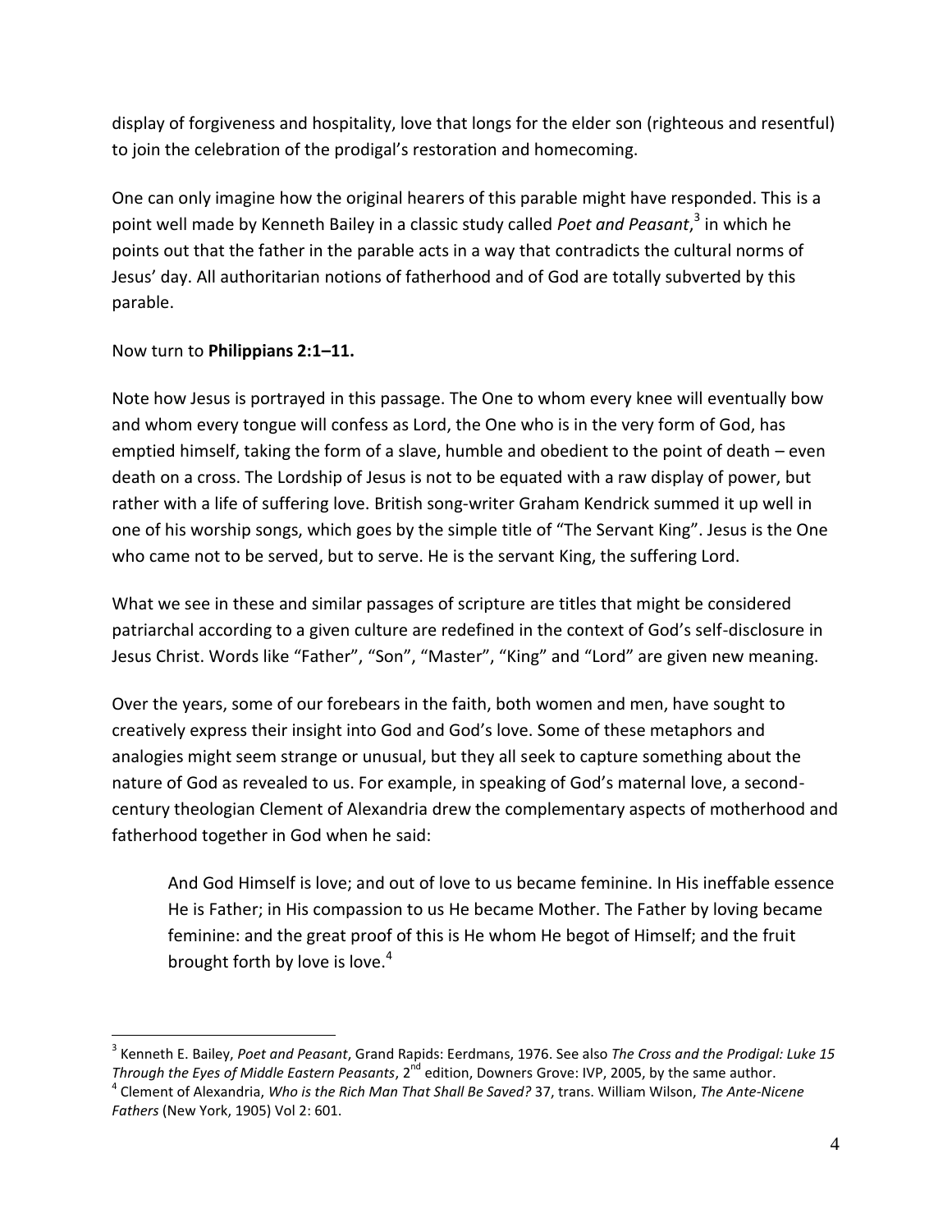display of forgiveness and hospitality, love that longs for the elder son (righteous and resentful) to join the celebration of the prodigal's restoration and homecoming.

One can only imagine how the original hearers of this parable might have responded. This is a point well made by Kenneth Bailey in a classic study called *Poet and Peasant*,[3] in which he points out that the father in the parable acts in a way that contradicts the cultural norms of Jesus' day. All authoritarian notions of fatherhood and of God are totally subverted by this parable.

Now turn to **Philippians 2:1–11.**

Note how Jesus is portrayed in this passage. The One to whom every knee will eventually bow and whom every tongue will confess as Lord, the One who is in the very form of God, has emptied himself, taking the form of a slave, humble and obedient to the point of death – even death on a cross. The Lordship of Jesus is not to be equated with a raw display of power, but rather with a life of suffering love. British song-writer Graham Kendrick summed it up well in one of his worship songs, which goes by the simple title of "The Servant King". Jesus is the One who came not to be served, but to serve. He is the servant King, the suffering Lord.

What we see in these and similar passages of scripture are titles that might be considered patriarchal according to a given culture are redefined in the context of God's self-disclosure in Jesus Christ. Words like "Father", "Son", "Master", "King" and "Lord" are given new meaning.

Over the years, some of our forebears in the faith, both women and men, have sought to creatively express their insight into God and God's love. Some of these metaphors and analogies might seem strange or unusual, but they all seek to capture something about the nature of God as revealed to us. For example, in speaking of God's maternal love, a second-century theologian Clement of Alexandria drew the complementary aspects of motherhood and fatherhood together in God when he said:

> And God Himself is love; and out of love to us became feminine. In His ineffable essence He is Father; in His compassion to us He became Mother. The Father by loving became feminine: and the great proof of this is He whom He begot of Himself; and the fruit brought forth by love is love.[4]

---

[3] Kenneth E. Bailey, *Poet and Peasant*, Grand Rapids: Eerdmans, 1976. See also *The Cross and the Prodigal: Luke 15 Through the Eyes of Middle Eastern Peasants*, 2nd edition, Downers Grove: IVP, 2005, by the same author.

[4] Clement of Alexandria, *Who is the Rich Man That Shall Be Saved?* 37, trans. William Wilson, *The Ante-Nicene Fathers* (New York, 1905) Vol 2: 601.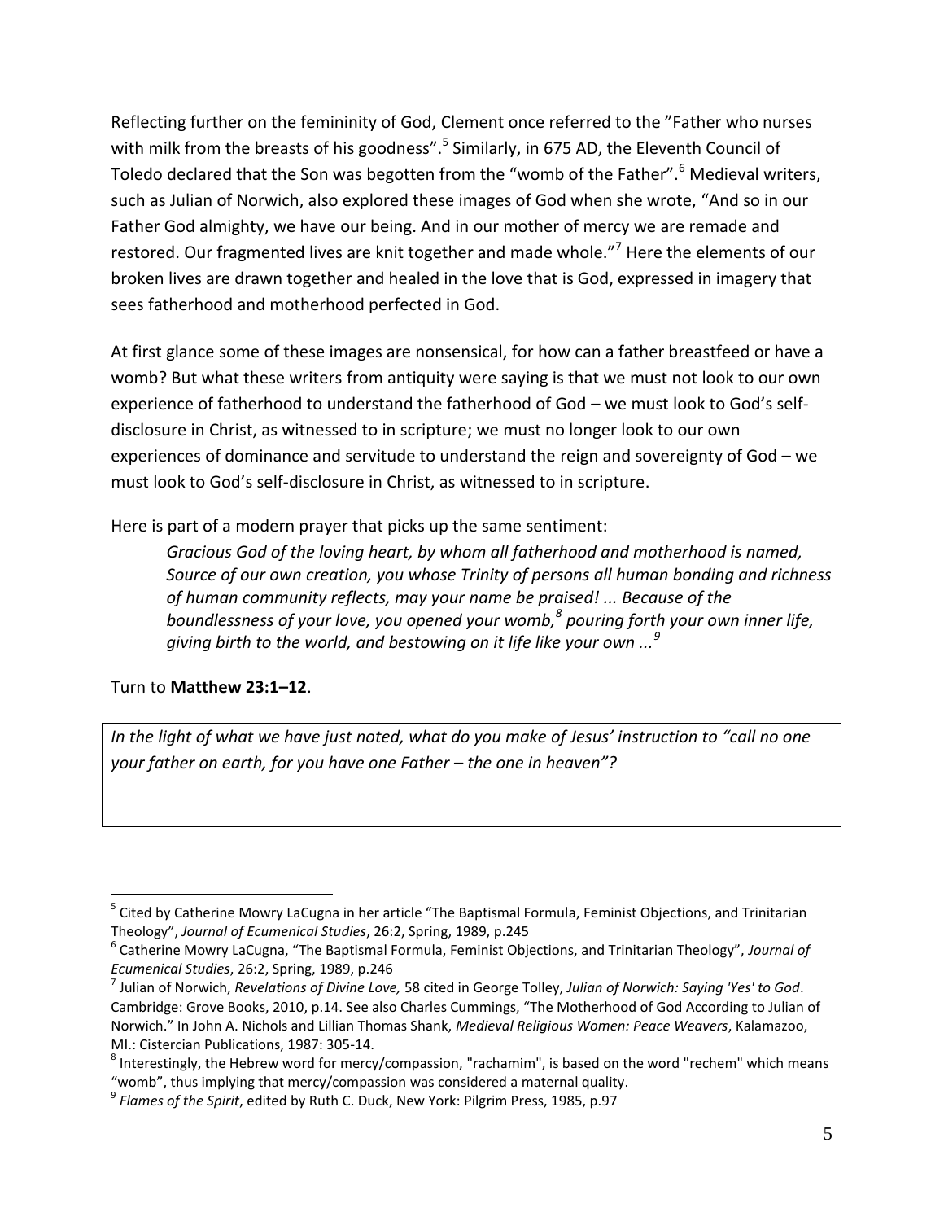Reflecting further on the femininity of God, Clement once referred to the "Father who nurses with milk from the breasts of his goodness".[5] Similarly, in 675 AD, the Eleventh Council of Toledo declared that the Son was begotten from the "womb of the Father".[6] Medieval writers, such as Julian of Norwich, also explored these images of God when she wrote, "And so in our Father God almighty, we have our being. And in our mother of mercy we are remade and restored. Our fragmented lives are knit together and made whole."[7] Here the elements of our broken lives are drawn together and healed in the love that is God, expressed in imagery that sees fatherhood and motherhood perfected in God.

At first glance some of these images are nonsensical, for how can a father breastfeed or have a womb? But what these writers from antiquity were saying is that we must not look to our own experience of fatherhood to understand the fatherhood of God – we must look to God's self-disclosure in Christ, as witnessed to in scripture; we must no longer look to our own experiences of dominance and servitude to understand the reign and sovereignty of God – we must look to God's self-disclosure in Christ, as witnessed to in scripture.

Here is part of a modern prayer that picks up the same sentiment:

> *Gracious God of the loving heart, by whom all fatherhood and motherhood is named, Source of our own creation, you whose Trinity of persons all human bonding and richness of human community reflects, may your name be praised! ... Because of the boundlessness of your love, you opened your womb,[8] pouring forth your own inner life, giving birth to the world, and bestowing on it life like your own ...[9]*

Turn to **Matthew 23:1–12**.

| *In the light of what we have just noted, what do you make of Jesus' instruction to "call no one your father on earth, for you have one Father – the one in heaven"?* |
| --- |

---

[5] Cited by Catherine Mowry LaCugna in her article "The Baptismal Formula, Feminist Objections, and Trinitarian Theology", *Journal of Ecumenical Studies*, 26:2, Spring, 1989, p.245

[6] Catherine Mowry LaCugna, "The Baptismal Formula, Feminist Objections, and Trinitarian Theology", *Journal of Ecumenical Studies*, 26:2, Spring, 1989, p.246

[7] Julian of Norwich, *Revelations of Divine Love,* 58 cited in George Tolley, *Julian of Norwich: Saying 'Yes' to God*. Cambridge: Grove Books, 2010, p.14. See also Charles Cummings, "The Motherhood of God According to Julian of Norwich." In John A. Nichols and Lillian Thomas Shank, *Medieval Religious Women: Peace Weavers*, Kalamazoo, MI.: Cistercian Publications, 1987: 305-14.

[8] Interestingly, the Hebrew word for mercy/compassion, "rachamim", is based on the word "rechem" which means "womb", thus implying that mercy/compassion was considered a maternal quality.

[9] *Flames of the Spirit*, edited by Ruth C. Duck, New York: Pilgrim Press, 1985, p.97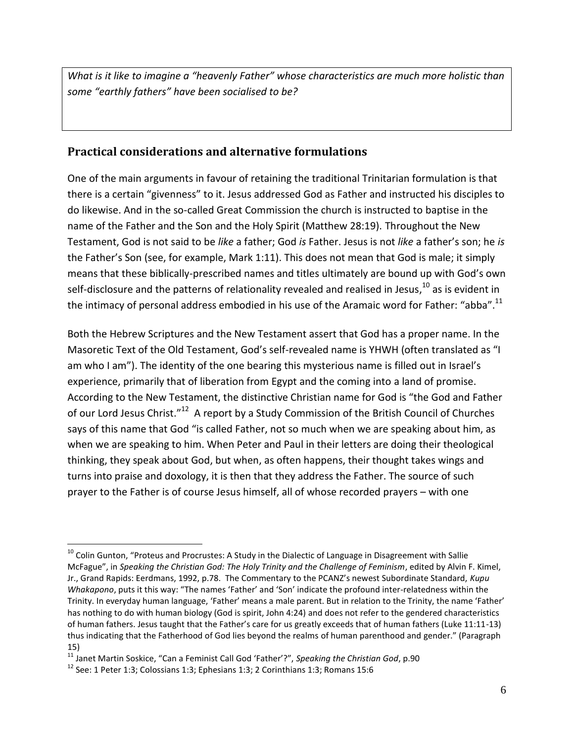*What is it like to imagine a "heavenly Father" whose characteristics are much more holistic than some "earthly fathers" have been socialised to be?*

## Practical considerations and alternative formulations

One of the main arguments in favour of retaining the traditional Trinitarian formulation is that there is a certain "givenness" to it. Jesus addressed God as Father and instructed his disciples to do likewise. And in the so-called Great Commission the church is instructed to baptise in the name of the Father and the Son and the Holy Spirit (Matthew 28:19). Throughout the New Testament, God is not said to be *like* a father; God *is* Father. Jesus is not *like* a father's son; he *is* the Father's Son (see, for example, Mark 1:11). This does not mean that God is male; it simply means that these biblically-prescribed names and titles ultimately are bound up with God's own self-disclosure and the patterns of relationality revealed and realised in Jesus,[10] as is evident in the intimacy of personal address embodied in his use of the Aramaic word for Father: "abba".[11]

Both the Hebrew Scriptures and the New Testament assert that God has a proper name. In the Masoretic Text of the Old Testament, God's self-revealed name is YHWH (often translated as "I am who I am"). The identity of the one bearing this mysterious name is filled out in Israel's experience, primarily that of liberation from Egypt and the coming into a land of promise. According to the New Testament, the distinctive Christian name for God is "the God and Father of our Lord Jesus Christ."[12] A report by a Study Commission of the British Council of Churches says of this name that God "is called Father, not so much when we are speaking about him, as when we are speaking to him. When Peter and Paul in their letters are doing their theological thinking, they speak about God, but when, as often happens, their thought takes wings and turns into praise and doxology, it is then that they address the Father. The source of such prayer to the Father is of course Jesus himself, all of whose recorded prayers – with one

---

[10] Colin Gunton, "Proteus and Procrustes: A Study in the Dialectic of Language in Disagreement with Sallie McFague", in *Speaking the Christian God: The Holy Trinity and the Challenge of Feminism*, edited by Alvin F. Kimel, Jr., Grand Rapids: Eerdmans, 1992, p.78. The Commentary to the PCANZ's newest Subordinate Standard, *Kupu Whakapono*, puts it this way: "The names 'Father' and 'Son' indicate the profound inter-relatedness within the Trinity. In everyday human language, 'Father' means a male parent. But in relation to the Trinity, the name 'Father' has nothing to do with human biology (God is spirit, John 4:24) and does not refer to the gendered characteristics of human fathers. Jesus taught that the Father's care for us greatly exceeds that of human fathers (Luke 11:11-13) thus indicating that the Fatherhood of God lies beyond the realms of human parenthood and gender." (Paragraph 15)

[11] Janet Martin Soskice, "Can a Feminist Call God 'Father'?", *Speaking the Christian God*, p.90

[12] See: 1 Peter 1:3; Colossians 1:3; Ephesians 1:3; 2 Corinthians 1:3; Romans 15:6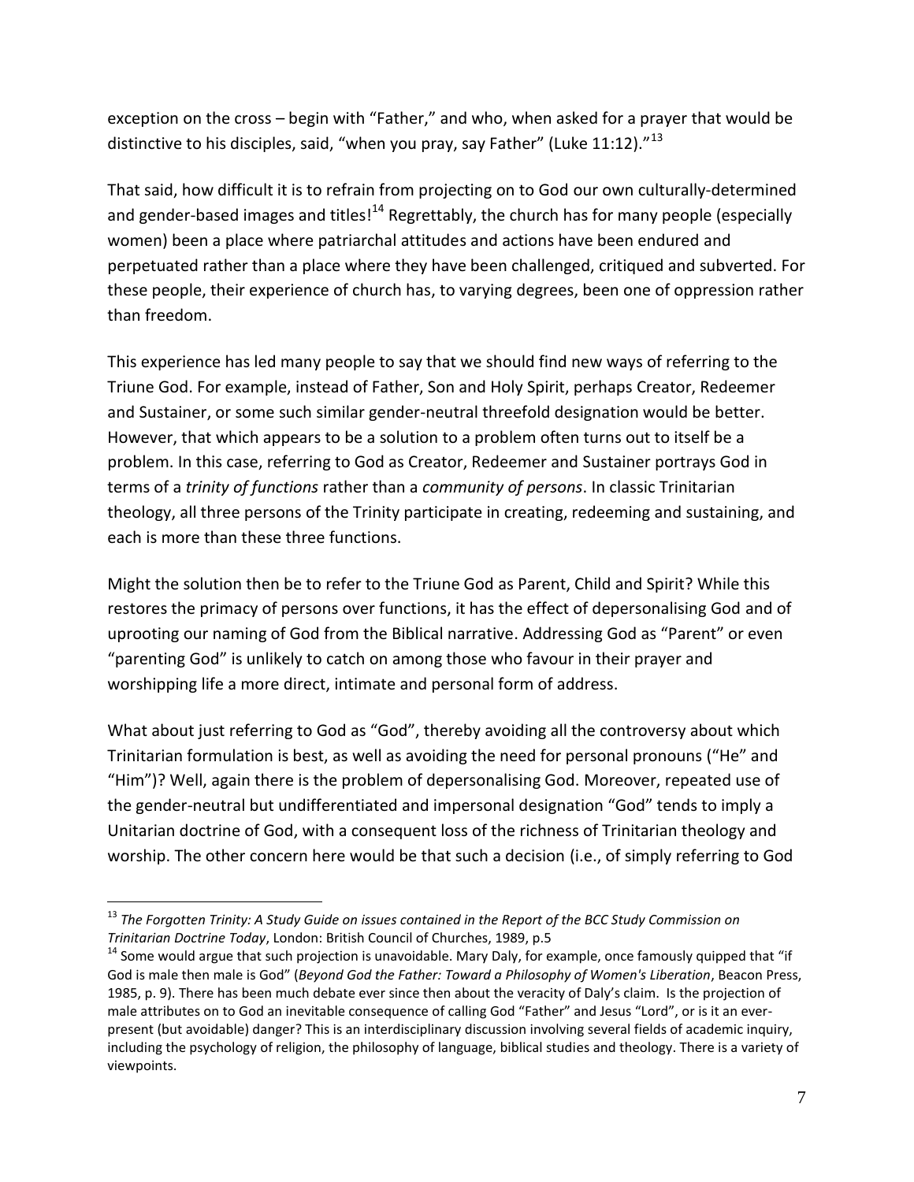exception on the cross – begin with "Father," and who, when asked for a prayer that would be distinctive to his disciples, said, "when you pray, say Father" (Luke 11:12)."[13]

That said, how difficult it is to refrain from projecting on to God our own culturally-determined and gender-based images and titles![14] Regrettably, the church has for many people (especially women) been a place where patriarchal attitudes and actions have been endured and perpetuated rather than a place where they have been challenged, critiqued and subverted. For these people, their experience of church has, to varying degrees, been one of oppression rather than freedom.

This experience has led many people to say that we should find new ways of referring to the Triune God. For example, instead of Father, Son and Holy Spirit, perhaps Creator, Redeemer and Sustainer, or some such similar gender-neutral threefold designation would be better. However, that which appears to be a solution to a problem often turns out to itself be a problem. In this case, referring to God as Creator, Redeemer and Sustainer portrays God in terms of a *trinity of functions* rather than a *community of persons*. In classic Trinitarian theology, all three persons of the Trinity participate in creating, redeeming and sustaining, and each is more than these three functions.

Might the solution then be to refer to the Triune God as Parent, Child and Spirit? While this restores the primacy of persons over functions, it has the effect of depersonalising God and of uprooting our naming of God from the Biblical narrative. Addressing God as "Parent" or even "parenting God" is unlikely to catch on among those who favour in their prayer and worshipping life a more direct, intimate and personal form of address.

What about just referring to God as "God", thereby avoiding all the controversy about which Trinitarian formulation is best, as well as avoiding the need for personal pronouns ("He" and "Him")? Well, again there is the problem of depersonalising God. Moreover, repeated use of the gender-neutral but undifferentiated and impersonal designation "God" tends to imply a Unitarian doctrine of God, with a consequent loss of the richness of Trinitarian theology and worship. The other concern here would be that such a decision (i.e., of simply referring to God

---

[13] *The Forgotten Trinity: A Study Guide on issues contained in the Report of the BCC Study Commission on Trinitarian Doctrine Today*, London: British Council of Churches, 1989, p.5

[14] Some would argue that such projection is unavoidable. Mary Daly, for example, once famously quipped that "if God is male then male is God" (*Beyond God the Father: Toward a Philosophy of Women's Liberation*, Beacon Press, 1985, p. 9). There has been much debate ever since then about the veracity of Daly's claim. Is the projection of male attributes on to God an inevitable consequence of calling God "Father" and Jesus "Lord", or is it an ever-present (but avoidable) danger? This is an interdisciplinary discussion involving several fields of academic inquiry, including the psychology of religion, the philosophy of language, biblical studies and theology. There is a variety of viewpoints.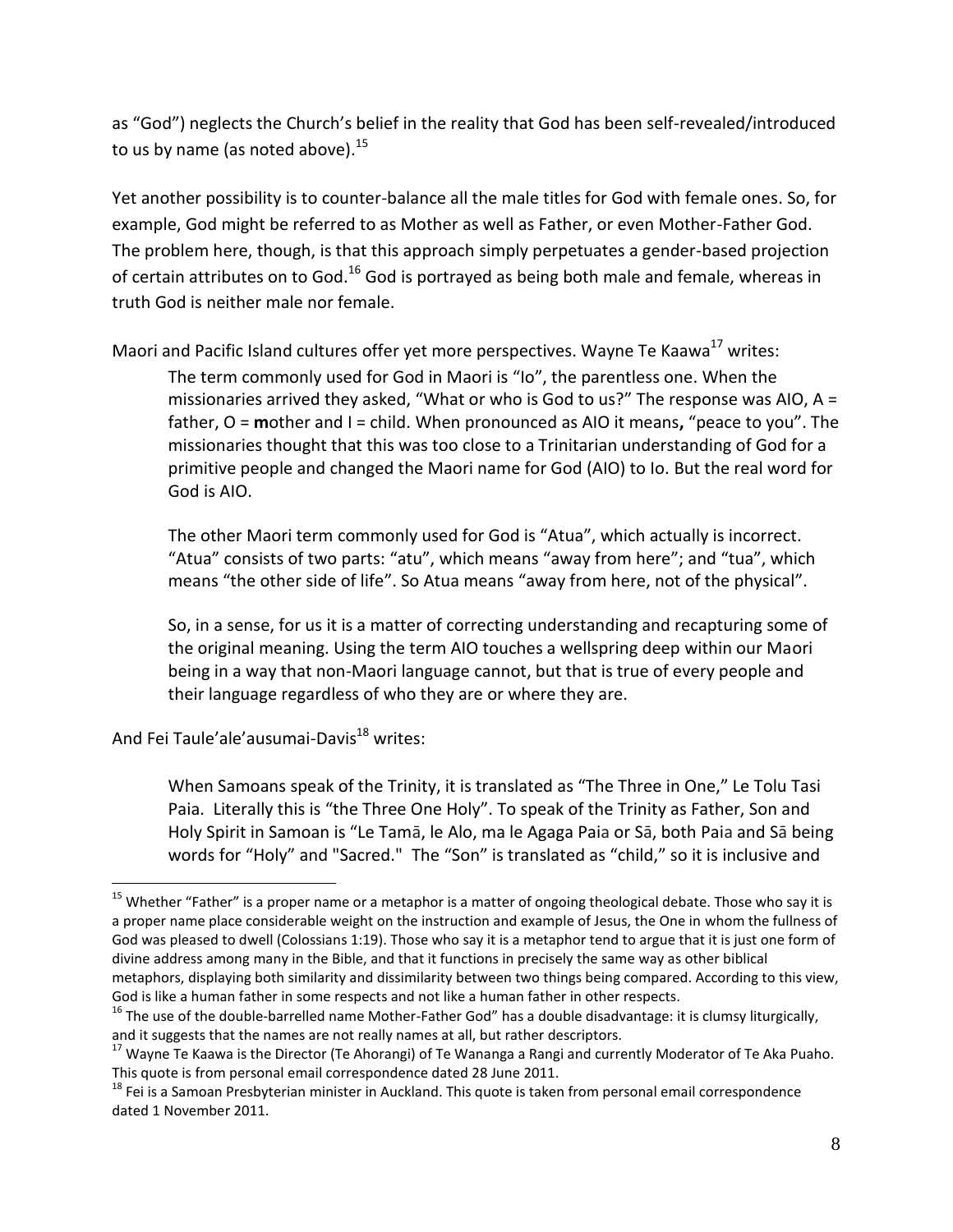as "God") neglects the Church's belief in the reality that God has been self-revealed/introduced to us by name (as noted above).[15]

Yet another possibility is to counter-balance all the male titles for God with female ones. So, for example, God might be referred to as Mother as well as Father, or even Mother-Father God. The problem here, though, is that this approach simply perpetuates a gender-based projection of certain attributes on to God.[16] God is portrayed as being both male and female, whereas in truth God is neither male nor female.

Maori and Pacific Island cultures offer yet more perspectives. Wayne Te Kaawa[17] writes:

> The term commonly used for God in Maori is "Io", the parentless one. When the missionaries arrived they asked, "What or who is God to us?" The response was AIO, A = father, O = **m**other and I = child. When pronounced as AIO it means**,** "peace to you". The missionaries thought that this was too close to a Trinitarian understanding of God for a primitive people and changed the Maori name for God (AIO) to Io. But the real word for God is AIO.
>
> The other Maori term commonly used for God is "Atua", which actually is incorrect. "Atua" consists of two parts: "atu", which means "away from here"; and "tua", which means "the other side of life". So Atua means "away from here, not of the physical".
>
> So, in a sense, for us it is a matter of correcting understanding and recapturing some of the original meaning. Using the term AIO touches a wellspring deep within our Maori being in a way that non-Maori language cannot, but that is true of every people and their language regardless of who they are or where they are.

And Fei Taule'ale'ausumai-Davis[18] writes:

> When Samoans speak of the Trinity, it is translated as "The Three in One," Le Tolu Tasi Paia. Literally this is "the Three One Holy". To speak of the Trinity as Father, Son and Holy Spirit in Samoan is "Le Tamā, le Alo, ma le Agaga Paia or Sā, both Paia and Sā being words for "Holy" and "Sacred." The "Son" is translated as "child," so it is inclusive and

---

[15] Whether "Father" is a proper name or a metaphor is a matter of ongoing theological debate. Those who say it is a proper name place considerable weight on the instruction and example of Jesus, the One in whom the fullness of God was pleased to dwell (Colossians 1:19). Those who say it is a metaphor tend to argue that it is just one form of divine address among many in the Bible, and that it functions in precisely the same way as other biblical metaphors, displaying both similarity and dissimilarity between two things being compared. According to this view, God is like a human father in some respects and not like a human father in other respects.

[16] The use of the double-barrelled name Mother-Father God" has a double disadvantage: it is clumsy liturgically, and it suggests that the names are not really names at all, but rather descriptors.

[17] Wayne Te Kaawa is the Director (Te Ahorangi) of Te Wananga a Rangi and currently Moderator of Te Aka Puaho. This quote is from personal email correspondence dated 28 June 2011.

[18] Fei is a Samoan Presbyterian minister in Auckland. This quote is taken from personal email correspondence dated 1 November 2011.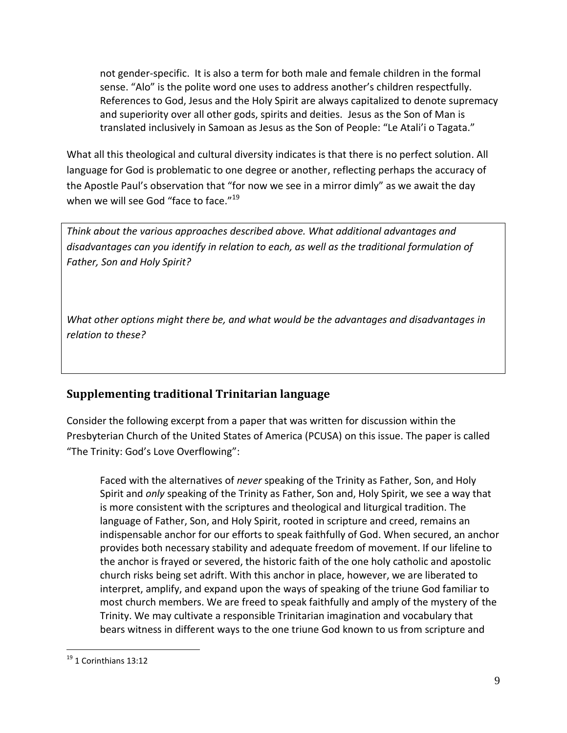> not gender-specific. It is also a term for both male and female children in the formal sense. "Alo" is the polite word one uses to address another's children respectfully. References to God, Jesus and the Holy Spirit are always capitalized to denote supremacy and superiority over all other gods, spirits and deities. Jesus as the Son of Man is translated inclusively in Samoan as Jesus as the Son of People: "Le Atali'i o Tagata."

What all this theological and cultural diversity indicates is that there is no perfect solution. All language for God is problematic to one degree or another, reflecting perhaps the accuracy of the Apostle Paul's observation that "for now we see in a mirror dimly" as we await the day when we will see God "face to face."[19]

*Think about the various approaches described above. What additional advantages and disadvantages can you identify in relation to each, as well as the traditional formulation of Father, Son and Holy Spirit?*

*What other options might there be, and what would be the advantages and disadvantages in relation to these?*

## Supplementing traditional Trinitarian language

Consider the following excerpt from a paper that was written for discussion within the Presbyterian Church of the United States of America (PCUSA) on this issue. The paper is called "The Trinity: God's Love Overflowing":

> Faced with the alternatives of *never* speaking of the Trinity as Father, Son, and Holy Spirit and *only* speaking of the Trinity as Father, Son and, Holy Spirit, we see a way that is more consistent with the scriptures and theological and liturgical tradition. The language of Father, Son, and Holy Spirit, rooted in scripture and creed, remains an indispensable anchor for our efforts to speak faithfully of God. When secured, an anchor provides both necessary stability and adequate freedom of movement. If our lifeline to the anchor is frayed or severed, the historic faith of the one holy catholic and apostolic church risks being set adrift. With this anchor in place, however, we are liberated to interpret, amplify, and expand upon the ways of speaking of the triune God familiar to most church members. We are freed to speak faithfully and amply of the mystery of the Trinity. We may cultivate a responsible Trinitarian imagination and vocabulary that bears witness in different ways to the one triune God known to us from scripture and

[19] 1 Corinthians 13:12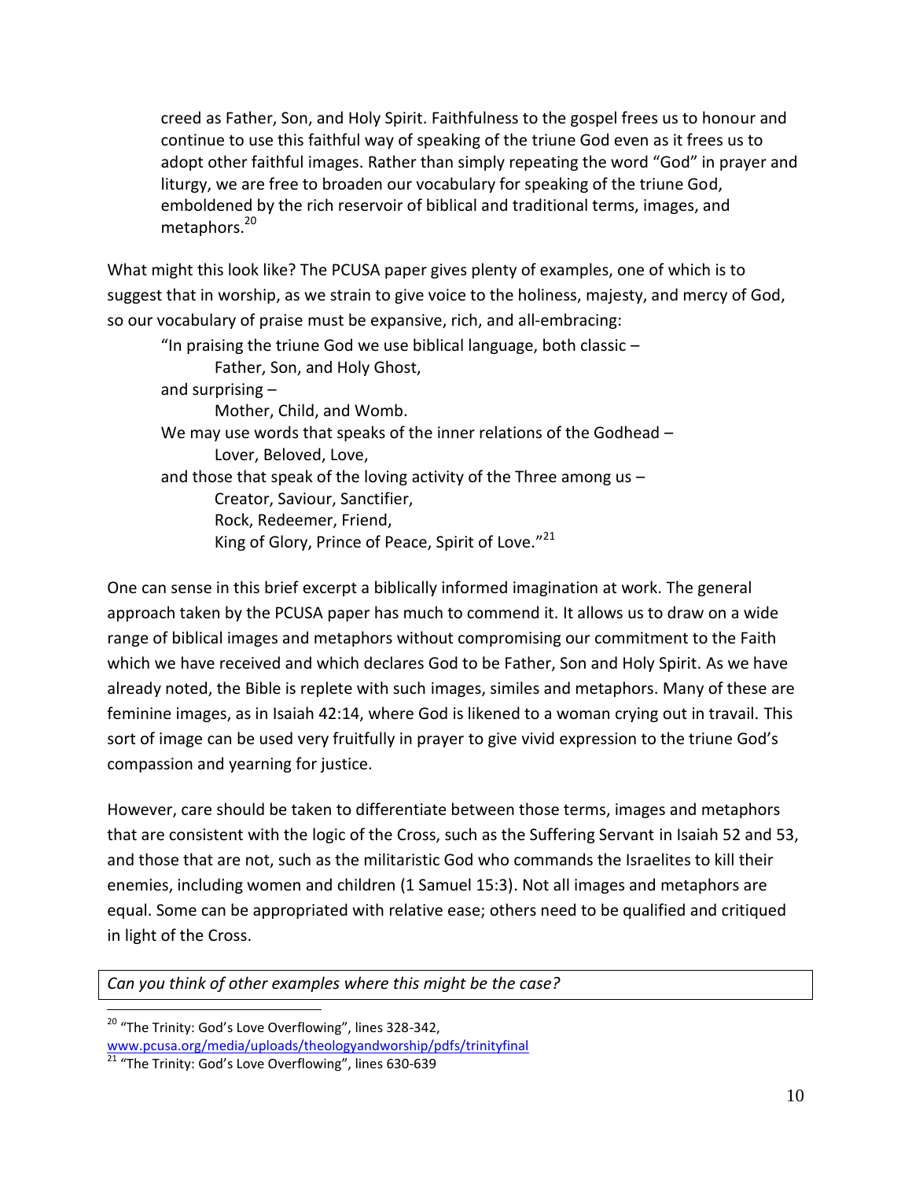> creed as Father, Son, and Holy Spirit. Faithfulness to the gospel frees us to honour and continue to use this faithful way of speaking of the triune God even as it frees us to adopt other faithful images. Rather than simply repeating the word "God" in prayer and liturgy, we are free to broaden our vocabulary for speaking of the triune God, emboldened by the rich reservoir of biblical and traditional terms, images, and metaphors.[20]

What might this look like? The PCUSA paper gives plenty of examples, one of which is to suggest that in worship, as we strain to give voice to the holiness, majesty, and mercy of God, so our vocabulary of praise must be expansive, rich, and all-embracing:

> "In praising the triune God we use biblical language, both classic –
>
> Father, Son, and Holy Ghost,
>
> and surprising –
>
> Mother, Child, and Womb.
>
> We may use words that speaks of the inner relations of the Godhead –
>
> Lover, Beloved, Love,
>
> and those that speak of the loving activity of the Three among us –
>
> Creator, Saviour, Sanctifier,
> Rock, Redeemer, Friend,
> King of Glory, Prince of Peace, Spirit of Love."[21]

One can sense in this brief excerpt a biblically informed imagination at work. The general approach taken by the PCUSA paper has much to commend it. It allows us to draw on a wide range of biblical images and metaphors without compromising our commitment to the Faith which we have received and which declares God to be Father, Son and Holy Spirit. As we have already noted, the Bible is replete with such images, similes and metaphors. Many of these are feminine images, as in Isaiah 42:14, where God is likened to a woman crying out in travail. This sort of image can be used very fruitfully in prayer to give vivid expression to the triune God's compassion and yearning for justice.

However, care should be taken to differentiate between those terms, images and metaphors that are consistent with the logic of the Cross, such as the Suffering Servant in Isaiah 52 and 53, and those that are not, such as the militaristic God who commands the Israelites to kill their enemies, including women and children (1 Samuel 15:3). Not all images and metaphors are equal. Some can be appropriated with relative ease; others need to be qualified and critiqued in light of the Cross.

*Can you think of other examples where this might be the case?*

---

[20] "The Trinity: God's Love Overflowing", lines 328-342, www.pcusa.org/media/uploads/theologyandworship/pdfs/trinityfinal

[21] "The Trinity: God's Love Overflowing", lines 630-639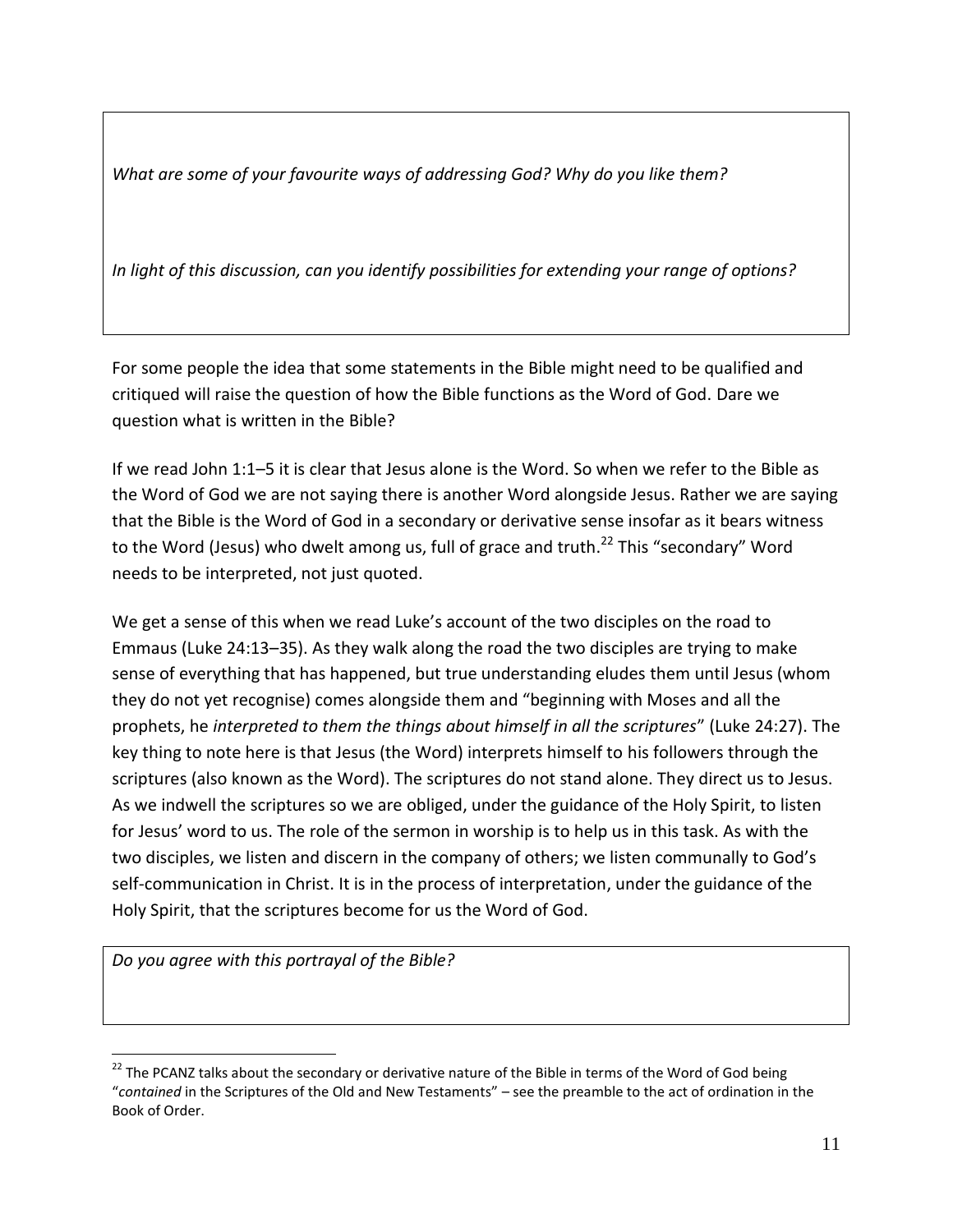*What are some of your favourite ways of addressing God? Why do you like them?*

*In light of this discussion, can you identify possibilities for extending your range of options?*

For some people the idea that some statements in the Bible might need to be qualified and critiqued will raise the question of how the Bible functions as the Word of God. Dare we question what is written in the Bible?

If we read John 1:1–5 it is clear that Jesus alone is the Word. So when we refer to the Bible as the Word of God we are not saying there is another Word alongside Jesus. Rather we are saying that the Bible is the Word of God in a secondary or derivative sense insofar as it bears witness to the Word (Jesus) who dwelt among us, full of grace and truth.[22] This "secondary" Word needs to be interpreted, not just quoted.

We get a sense of this when we read Luke's account of the two disciples on the road to Emmaus (Luke 24:13–35). As they walk along the road the two disciples are trying to make sense of everything that has happened, but true understanding eludes them until Jesus (whom they do not yet recognise) comes alongside them and "beginning with Moses and all the prophets, he *interpreted to them the things about himself in all the scriptures*" (Luke 24:27). The key thing to note here is that Jesus (the Word) interprets himself to his followers through the scriptures (also known as the Word). The scriptures do not stand alone. They direct us to Jesus. As we indwell the scriptures so we are obliged, under the guidance of the Holy Spirit, to listen for Jesus' word to us. The role of the sermon in worship is to help us in this task. As with the two disciples, we listen and discern in the company of others; we listen communally to God's self-communication in Christ. It is in the process of interpretation, under the guidance of the Holy Spirit, that the scriptures become for us the Word of God.

*Do you agree with this portrayal of the Bible?*

---

[22] The PCANZ talks about the secondary or derivative nature of the Bible in terms of the Word of God being "*contained* in the Scriptures of the Old and New Testaments" – see the preamble to the act of ordination in the Book of Order.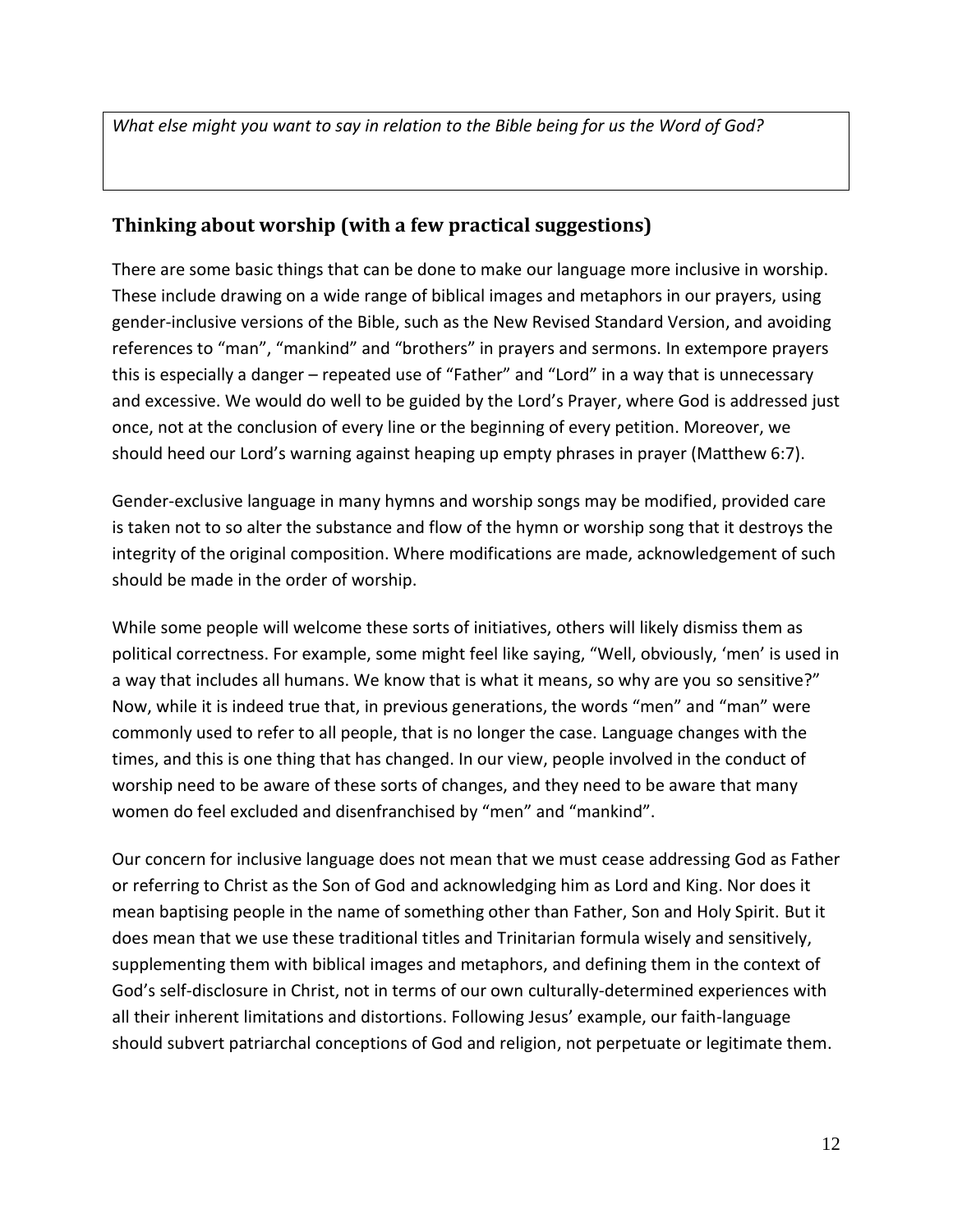*What else might you want to say in relation to the Bible being for us the Word of God?*

## Thinking about worship (with a few practical suggestions)

There are some basic things that can be done to make our language more inclusive in worship. These include drawing on a wide range of biblical images and metaphors in our prayers, using gender-inclusive versions of the Bible, such as the New Revised Standard Version, and avoiding references to "man", "mankind" and "brothers" in prayers and sermons. In extempore prayers this is especially a danger – repeated use of "Father" and "Lord" in a way that is unnecessary and excessive. We would do well to be guided by the Lord's Prayer, where God is addressed just once, not at the conclusion of every line or the beginning of every petition. Moreover, we should heed our Lord's warning against heaping up empty phrases in prayer (Matthew 6:7).

Gender-exclusive language in many hymns and worship songs may be modified, provided care is taken not to so alter the substance and flow of the hymn or worship song that it destroys the integrity of the original composition. Where modifications are made, acknowledgement of such should be made in the order of worship.

While some people will welcome these sorts of initiatives, others will likely dismiss them as political correctness. For example, some might feel like saying, "Well, obviously, 'men' is used in a way that includes all humans. We know that is what it means, so why are you so sensitive?" Now, while it is indeed true that, in previous generations, the words "men" and "man" were commonly used to refer to all people, that is no longer the case. Language changes with the times, and this is one thing that has changed. In our view, people involved in the conduct of worship need to be aware of these sorts of changes, and they need to be aware that many women do feel excluded and disenfranchised by "men" and "mankind".

Our concern for inclusive language does not mean that we must cease addressing God as Father or referring to Christ as the Son of God and acknowledging him as Lord and King. Nor does it mean baptising people in the name of something other than Father, Son and Holy Spirit. But it does mean that we use these traditional titles and Trinitarian formula wisely and sensitively, supplementing them with biblical images and metaphors, and defining them in the context of God's self-disclosure in Christ, not in terms of our own culturally-determined experiences with all their inherent limitations and distortions. Following Jesus' example, our faith-language should subvert patriarchal conceptions of God and religion, not perpetuate or legitimate them.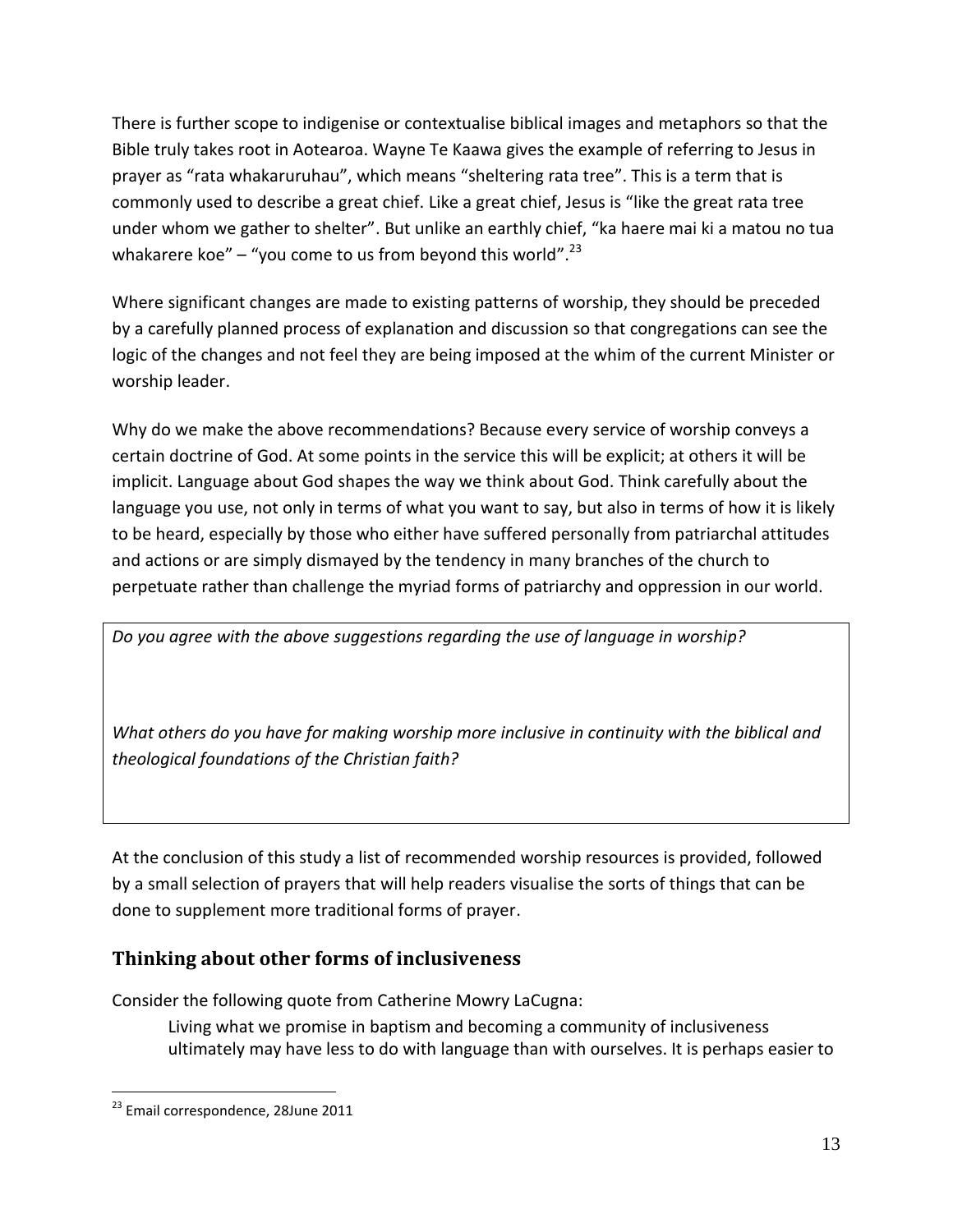There is further scope to indigenise or contextualise biblical images and metaphors so that the Bible truly takes root in Aotearoa. Wayne Te Kaawa gives the example of referring to Jesus in prayer as "rata whakaruruhau", which means "sheltering rata tree". This is a term that is commonly used to describe a great chief. Like a great chief, Jesus is "like the great rata tree under whom we gather to shelter". But unlike an earthly chief, "ka haere mai ki a matou no tua whakarere koe" – "you come to us from beyond this world".[23]

Where significant changes are made to existing patterns of worship, they should be preceded by a carefully planned process of explanation and discussion so that congregations can see the logic of the changes and not feel they are being imposed at the whim of the current Minister or worship leader.

Why do we make the above recommendations? Because every service of worship conveys a certain doctrine of God. At some points in the service this will be explicit; at others it will be implicit. Language about God shapes the way we think about God. Think carefully about the language you use, not only in terms of what you want to say, but also in terms of how it is likely to be heard, especially by those who either have suffered personally from patriarchal attitudes and actions or are simply dismayed by the tendency in many branches of the church to perpetuate rather than challenge the myriad forms of patriarchy and oppression in our world.

*Do you agree with the above suggestions regarding the use of language in worship?*

*What others do you have for making worship more inclusive in continuity with the biblical and theological foundations of the Christian faith?*

At the conclusion of this study a list of recommended worship resources is provided, followed by a small selection of prayers that will help readers visualise the sorts of things that can be done to supplement more traditional forms of prayer.

## Thinking about other forms of inclusiveness

Consider the following quote from Catherine Mowry LaCugna:

> Living what we promise in baptism and becoming a community of inclusiveness ultimately may have less to do with language than with ourselves. It is perhaps easier to

[23] Email correspondence, 28June 2011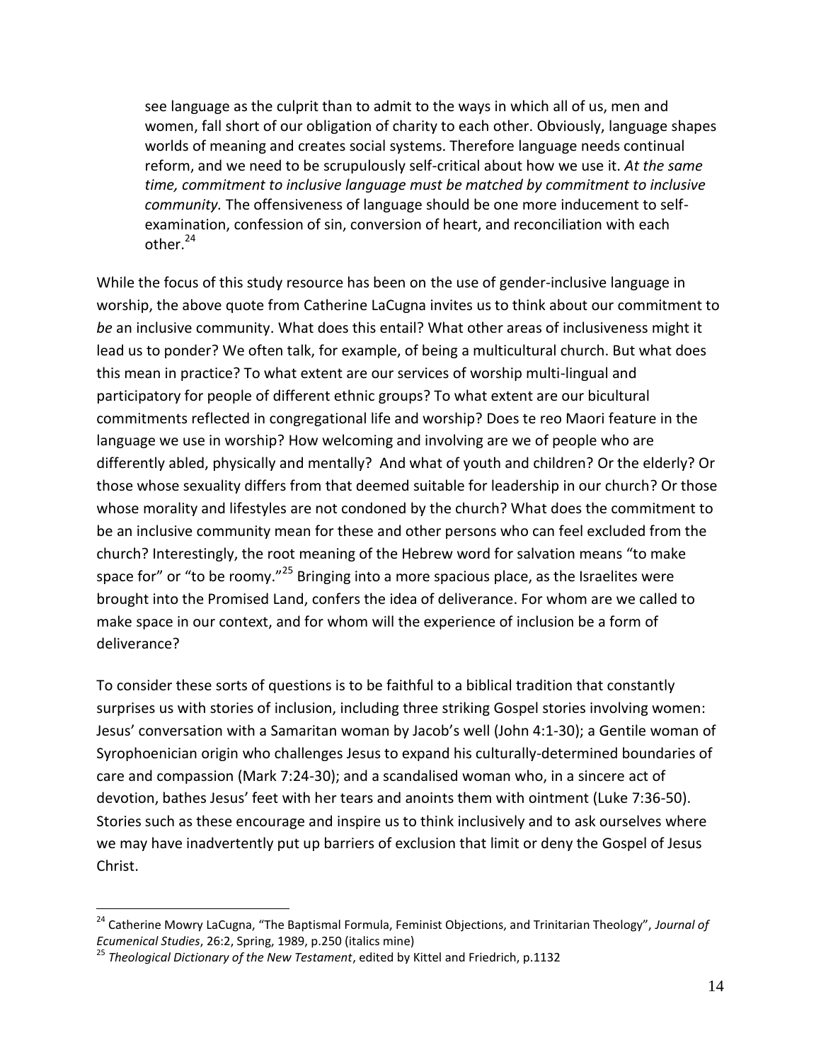> see language as the culprit than to admit to the ways in which all of us, men and women, fall short of our obligation of charity to each other. Obviously, language shapes worlds of meaning and creates social systems. Therefore language needs continual reform, and we need to be scrupulously self-critical about how we use it. *At the same time, commitment to inclusive language must be matched by commitment to inclusive community.* The offensiveness of language should be one more inducement to self-examination, confession of sin, conversion of heart, and reconciliation with each other.[24]

While the focus of this study resource has been on the use of gender-inclusive language in worship, the above quote from Catherine LaCugna invites us to think about our commitment to *be* an inclusive community. What does this entail? What other areas of inclusiveness might it lead us to ponder? We often talk, for example, of being a multicultural church. But what does this mean in practice? To what extent are our services of worship multi-lingual and participatory for people of different ethnic groups? To what extent are our bicultural commitments reflected in congregational life and worship? Does te reo Maori feature in the language we use in worship? How welcoming and involving are we of people who are differently abled, physically and mentally? And what of youth and children? Or the elderly? Or those whose sexuality differs from that deemed suitable for leadership in our church? Or those whose morality and lifestyles are not condoned by the church? What does the commitment to be an inclusive community mean for these and other persons who can feel excluded from the church? Interestingly, the root meaning of the Hebrew word for salvation means "to make space for" or "to be roomy."[25] Bringing into a more spacious place, as the Israelites were brought into the Promised Land, confers the idea of deliverance. For whom are we called to make space in our context, and for whom will the experience of inclusion be a form of deliverance?

To consider these sorts of questions is to be faithful to a biblical tradition that constantly surprises us with stories of inclusion, including three striking Gospel stories involving women: Jesus' conversation with a Samaritan woman by Jacob's well (John 4:1-30); a Gentile woman of Syrophoenician origin who challenges Jesus to expand his culturally-determined boundaries of care and compassion (Mark 7:24-30); and a scandalised woman who, in a sincere act of devotion, bathes Jesus' feet with her tears and anoints them with ointment (Luke 7:36-50). Stories such as these encourage and inspire us to think inclusively and to ask ourselves where we may have inadvertently put up barriers of exclusion that limit or deny the Gospel of Jesus Christ.

---

[24] Catherine Mowry LaCugna, "The Baptismal Formula, Feminist Objections, and Trinitarian Theology", *Journal of Ecumenical Studies*, 26:2, Spring, 1989, p.250 (italics mine)

[25] *Theological Dictionary of the New Testament*, edited by Kittel and Friedrich, p.1132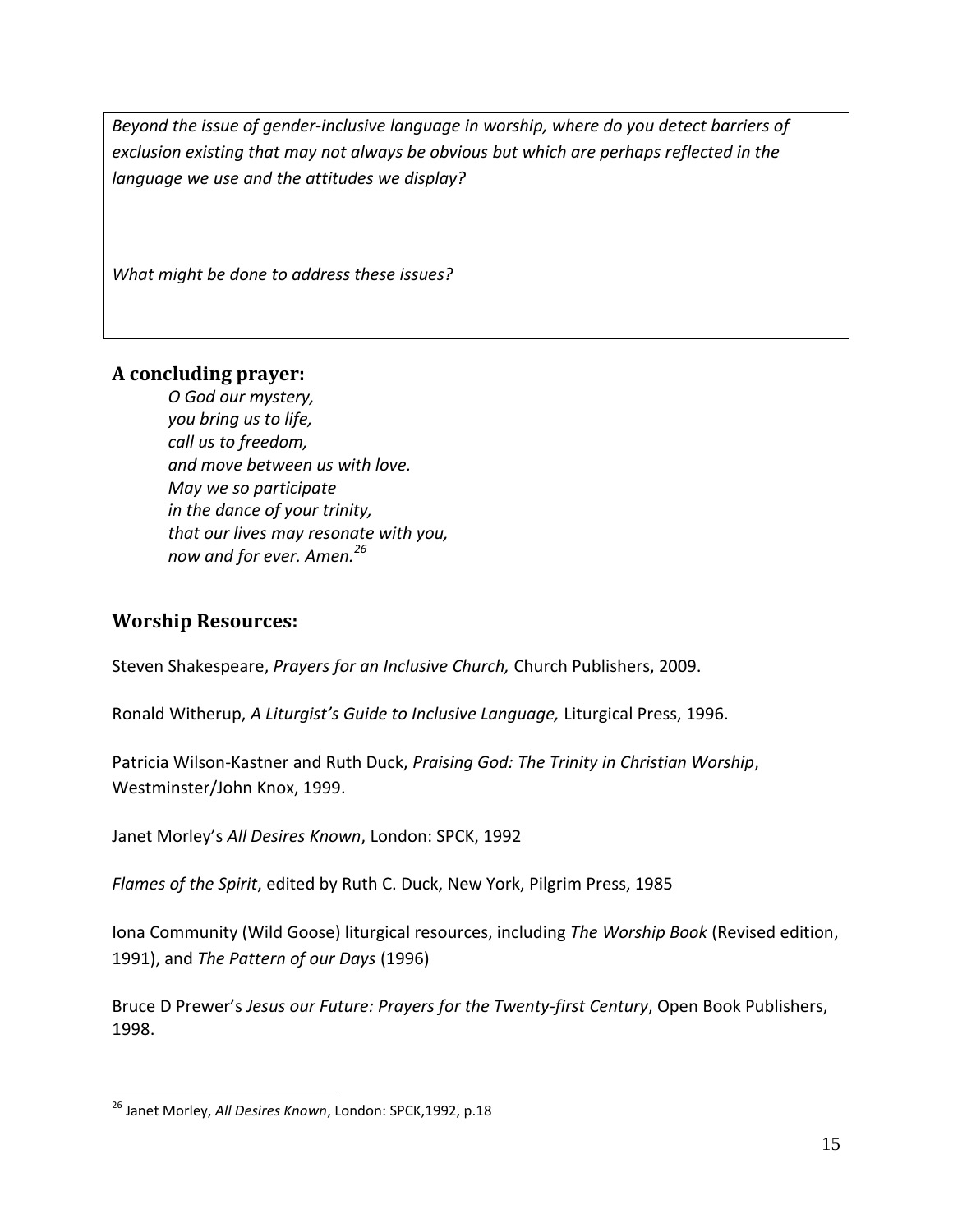*Beyond the issue of gender-inclusive language in worship, where do you detect barriers of exclusion existing that may not always be obvious but which are perhaps reflected in the language we use and the attitudes we display?*

*What might be done to address these issues?*

### A concluding prayer:

*O God our mystery,*
*you bring us to life,*
*call us to freedom,*
*and move between us with love.*
*May we so participate*
*in the dance of your trinity,*
*that our lives may resonate with you,*
*now and for ever. Amen.*[26]

## Worship Resources:

Steven Shakespeare, *Prayers for an Inclusive Church,* Church Publishers, 2009.

Ronald Witherup, *A Liturgist's Guide to Inclusive Language,* Liturgical Press, 1996.

Patricia Wilson-Kastner and Ruth Duck, *Praising God: The Trinity in Christian Worship*, Westminster/John Knox, 1999.

Janet Morley's *All Desires Known*, London: SPCK, 1992

*Flames of the Spirit*, edited by Ruth C. Duck, New York, Pilgrim Press, 1985

Iona Community (Wild Goose) liturgical resources, including *The Worship Book* (Revised edition, 1991), and *The Pattern of our Days* (1996)

Bruce D Prewer's *Jesus our Future: Prayers for the Twenty-first Century*, Open Book Publishers, 1998.

---

[26] Janet Morley, *All Desires Known*, London: SPCK,1992, p.18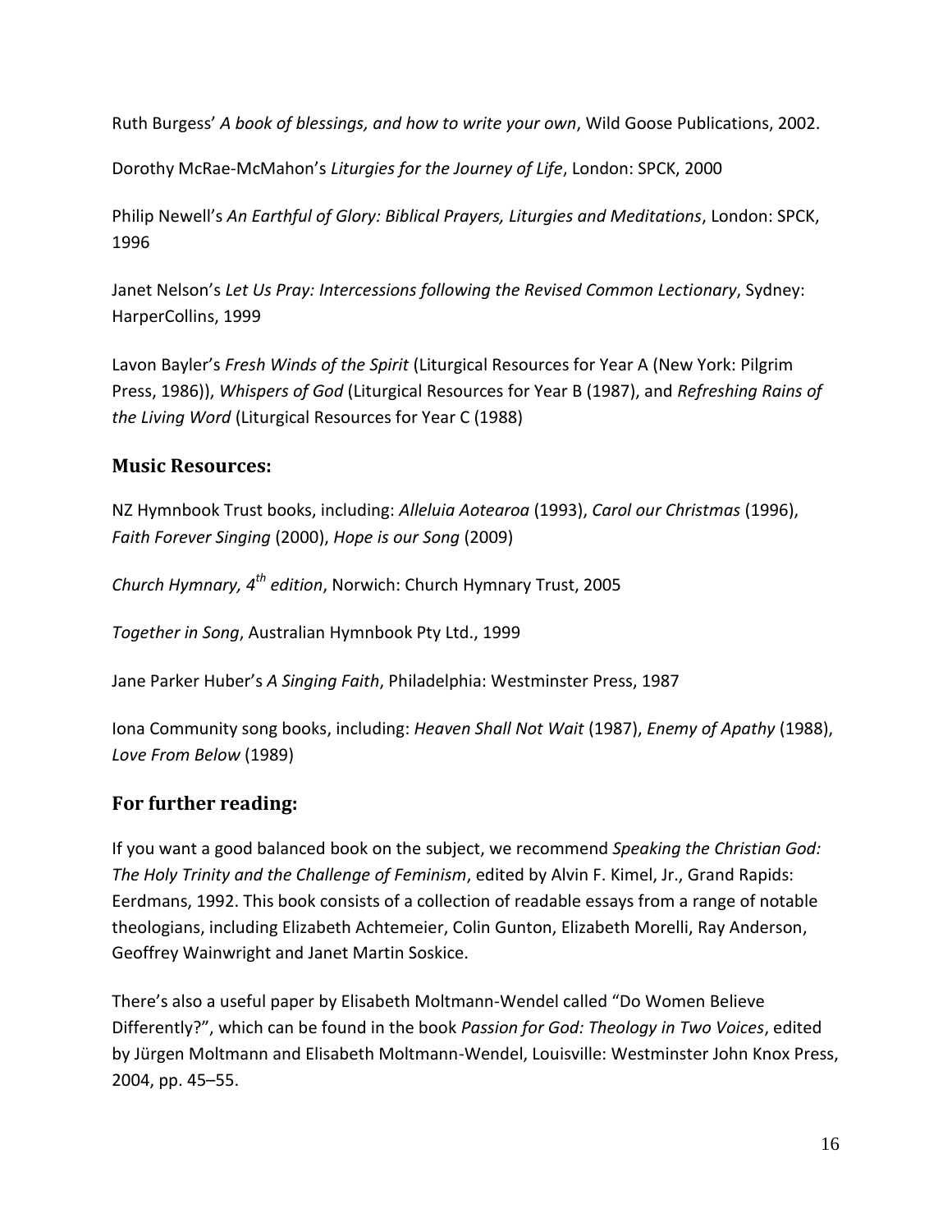Ruth Burgess' *A book of blessings, and how to write your own*, Wild Goose Publications, 2002.

Dorothy McRae-McMahon's *Liturgies for the Journey of Life*, London: SPCK, 2000

Philip Newell's *An Earthful of Glory: Biblical Prayers, Liturgies and Meditations*, London: SPCK, 1996

Janet Nelson's *Let Us Pray: Intercessions following the Revised Common Lectionary*, Sydney: HarperCollins, 1999

Lavon Bayler's *Fresh Winds of the Spirit* (Liturgical Resources for Year A (New York: Pilgrim Press, 1986)), *Whispers of God* (Liturgical Resources for Year B (1987), and *Refreshing Rains of the Living Word* (Liturgical Resources for Year C (1988)

## Music Resources:

NZ Hymnbook Trust books, including: *Alleluia Aotearoa* (1993), *Carol our Christmas* (1996), *Faith Forever Singing* (2000), *Hope is our Song* (2009)

*Church Hymnary, 4th edition*, Norwich: Church Hymnary Trust, 2005

*Together in Song*, Australian Hymnbook Pty Ltd., 1999

Jane Parker Huber's *A Singing Faith*, Philadelphia: Westminster Press, 1987

Iona Community song books, including: *Heaven Shall Not Wait* (1987), *Enemy of Apathy* (1988), *Love From Below* (1989)

## For further reading:

If you want a good balanced book on the subject, we recommend *Speaking the Christian God: The Holy Trinity and the Challenge of Feminism*, edited by Alvin F. Kimel, Jr., Grand Rapids: Eerdmans, 1992. This book consists of a collection of readable essays from a range of notable theologians, including Elizabeth Achtemeier, Colin Gunton, Elizabeth Morelli, Ray Anderson, Geoffrey Wainwright and Janet Martin Soskice.

There's also a useful paper by Elisabeth Moltmann-Wendel called "Do Women Believe Differently?", which can be found in the book *Passion for God: Theology in Two Voices*, edited by Jürgen Moltmann and Elisabeth Moltmann-Wendel, Louisville: Westminster John Knox Press, 2004, pp. 45–55.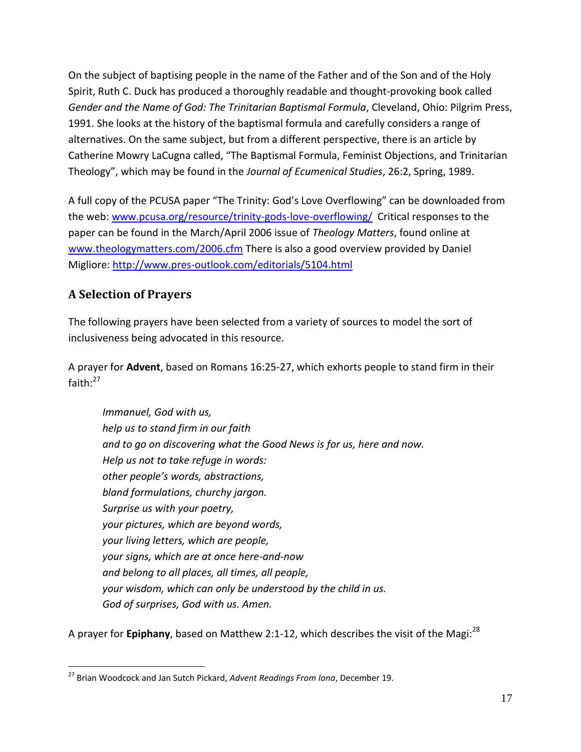On the subject of baptising people in the name of the Father and of the Son and of the Holy Spirit, Ruth C. Duck has produced a thoroughly readable and thought-provoking book called *Gender and the Name of God: The Trinitarian Baptismal Formula*, Cleveland, Ohio: Pilgrim Press, 1991. She looks at the history of the baptismal formula and carefully considers a range of alternatives. On the same subject, but from a different perspective, there is an article by Catherine Mowry LaCugna called, "The Baptismal Formula, Feminist Objections, and Trinitarian Theology", which may be found in the *Journal of Ecumenical Studies*, 26:2, Spring, 1989.

A full copy of the PCUSA paper "The Trinity: God's Love Overflowing" can be downloaded from the web: [www.pcusa.org/resource/trinity-gods-love-overflowing/](www.pcusa.org/resource/trinity-gods-love-overflowing/) Critical responses to the paper can be found in the March/April 2006 issue of *Theology Matters*, found online at [www.theologymatters.com/2006.cfm](www.theologymatters.com/2006.cfm) There is also a good overview provided by Daniel Migliore: [http://www.pres-outlook.com/editorials/5104.html](http://www.pres-outlook.com/editorials/5104.html)

## A Selection of Prayers

The following prayers have been selected from a variety of sources to model the sort of inclusiveness being advocated in this resource.

A prayer for **Advent**, based on Romans 16:25-27, which exhorts people to stand firm in their faith:[27]

> *Immanuel, God with us,*
> *help us to stand firm in our faith*
> *and to go on discovering what the Good News is for us, here and now.*
> *Help us not to take refuge in words:*
> *other people's words, abstractions,*
> *bland formulations, churchy jargon.*
> *Surprise us with your poetry,*
> *your pictures, which are beyond words,*
> *your living letters, which are people,*
> *your signs, which are at once here-and-now*
> *and belong to all places, all times, all people,*
> *your wisdom, which can only be understood by the child in us.*
> *God of surprises, God with us. Amen.*

A prayer for **Epiphany**, based on Matthew 2:1-12, which describes the visit of the Magi:[28]

---

[27] Brian Woodcock and Jan Sutch Pickard, *Advent Readings From Iona*, December 19.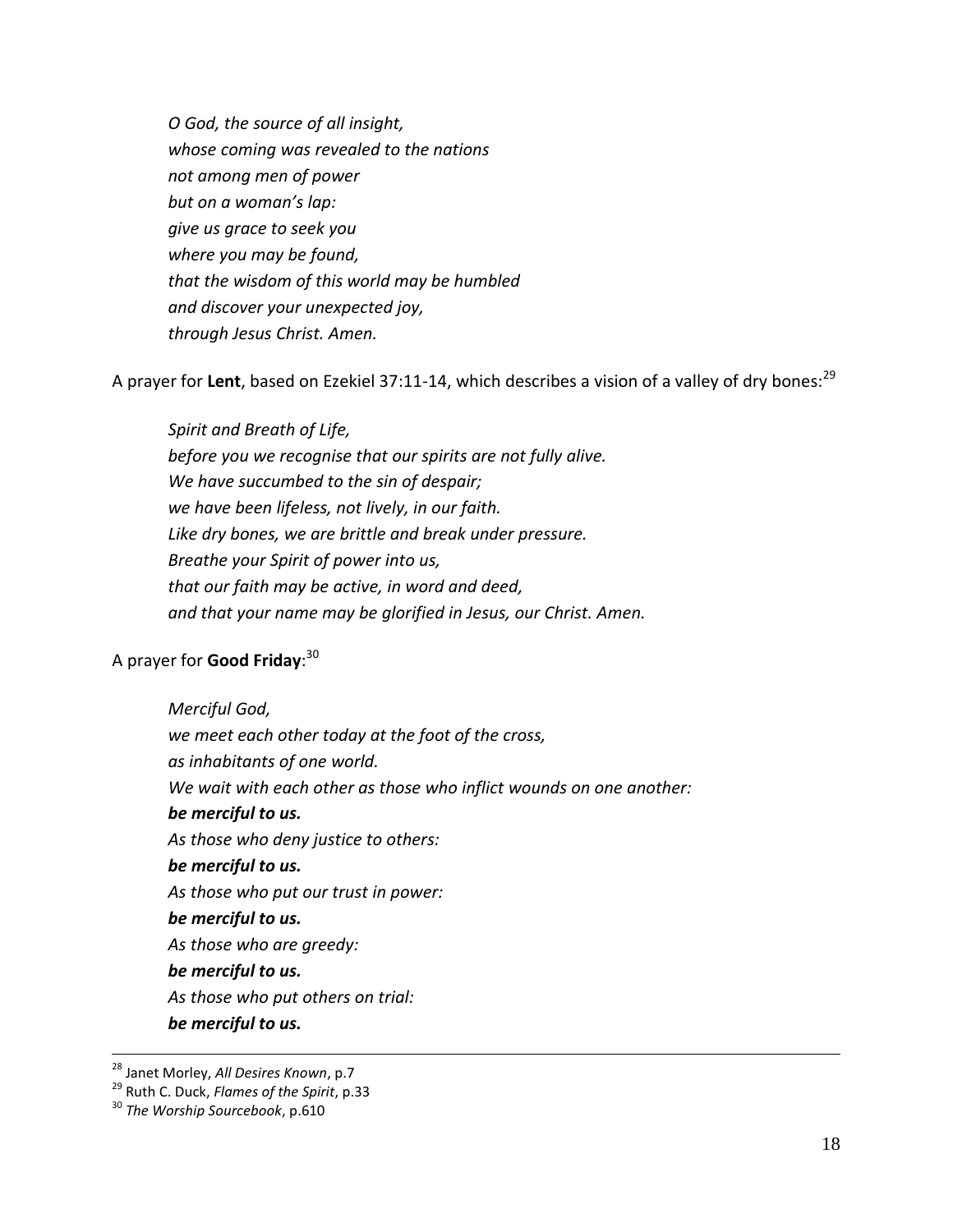*O God, the source of all insight,*
*whose coming was revealed to the nations*
*not among men of power*
*but on a woman's lap:*
*give us grace to seek you*
*where you may be found,*
*that the wisdom of this world may be humbled*
*and discover your unexpected joy,*
*through Jesus Christ. Amen.*

A prayer for **Lent**, based on Ezekiel 37:11-14, which describes a vision of a valley of dry bones:[29]

*Spirit and Breath of Life,*
*before you we recognise that our spirits are not fully alive.*
*We have succumbed to the sin of despair;*
*we have been lifeless, not lively, in our faith.*
*Like dry bones, we are brittle and break under pressure.*
*Breathe your Spirit of power into us,*
*that our faith may be active, in word and deed,*
*and that your name may be glorified in Jesus, our Christ. Amen.*

A prayer for **Good Friday**:[30]

*Merciful God,*
*we meet each other today at the foot of the cross,*
*as inhabitants of one world.*
*We wait with each other as those who inflict wounds on one another:*
***be merciful to us.***
*As those who deny justice to others:*
***be merciful to us.***
*As those who put our trust in power:*
***be merciful to us.***
*As those who are greedy:*
***be merciful to us.***
*As those who put others on trial:*
***be merciful to us.***

---

[28] Janet Morley, *All Desires Known*, p.7
[29] Ruth C. Duck, *Flames of the Spirit*, p.33
[30] *The Worship Sourcebook*, p.610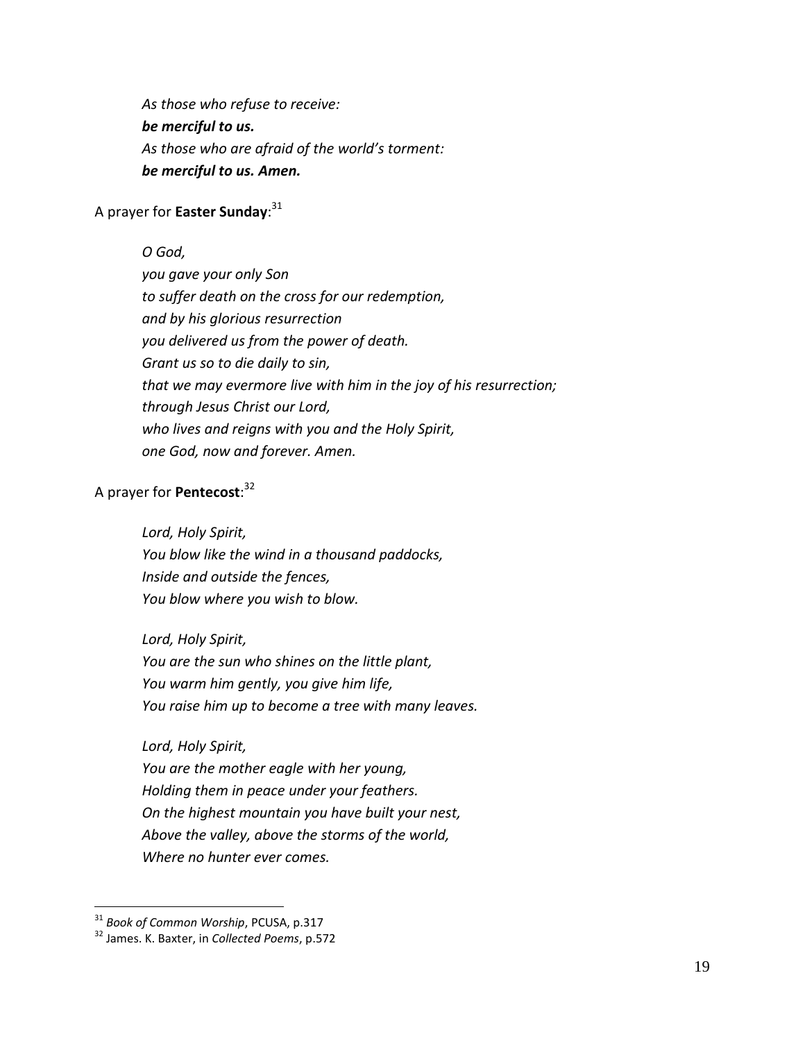*As those who refuse to receive:*
***be merciful to us.***
*As those who are afraid of the world's torment:*
***be merciful to us. Amen.***

A prayer for **Easter Sunday**:[31]

*O God,*
*you gave your only Son*
*to suffer death on the cross for our redemption,*
*and by his glorious resurrection*
*you delivered us from the power of death.*
*Grant us so to die daily to sin,*
*that we may evermore live with him in the joy of his resurrection;*
*through Jesus Christ our Lord,*
*who lives and reigns with you and the Holy Spirit,*
*one God, now and forever. Amen.*

A prayer for **Pentecost**:[32]

*Lord, Holy Spirit,*
*You blow like the wind in a thousand paddocks,*
*Inside and outside the fences,*
*You blow where you wish to blow.*

*Lord, Holy Spirit,*
*You are the sun who shines on the little plant,*
*You warm him gently, you give him life,*
*You raise him up to become a tree with many leaves.*

*Lord, Holy Spirit,*
*You are the mother eagle with her young,*
*Holding them in peace under your feathers.*
*On the highest mountain you have built your nest,*
*Above the valley, above the storms of the world,*
*Where no hunter ever comes.*

---

[31] *Book of Common Worship*, PCUSA, p.317

[32] James. K. Baxter, in *Collected Poems*, p.572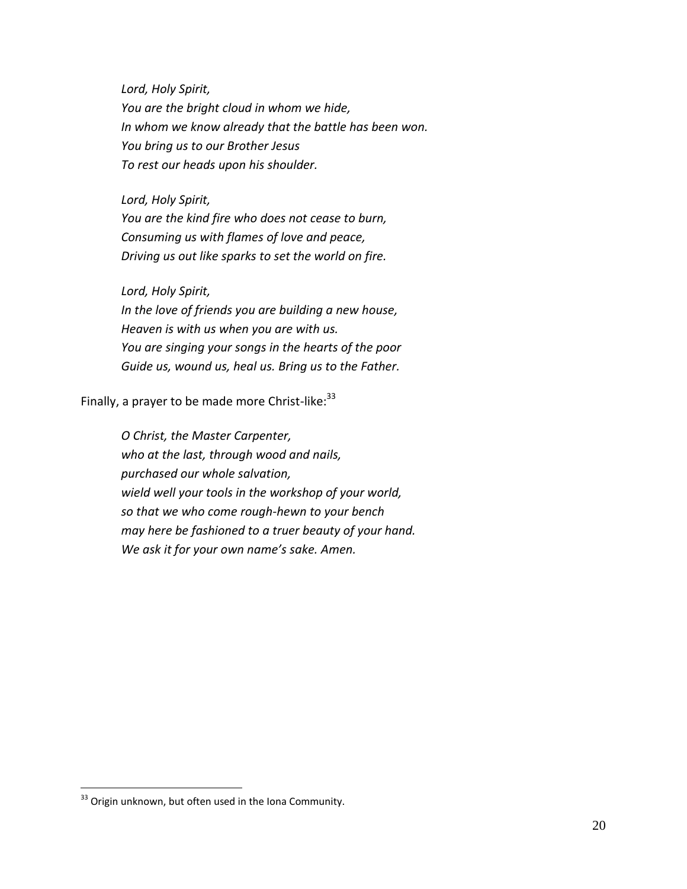*Lord, Holy Spirit,*
*You are the bright cloud in whom we hide,*
*In whom we know already that the battle has been won.*
*You bring us to our Brother Jesus*
*To rest our heads upon his shoulder.*

*Lord, Holy Spirit,*
*You are the kind fire who does not cease to burn,*
*Consuming us with flames of love and peace,*
*Driving us out like sparks to set the world on fire.*

*Lord, Holy Spirit,*
*In the love of friends you are building a new house,*
*Heaven is with us when you are with us.*
*You are singing your songs in the hearts of the poor*
*Guide us, wound us, heal us. Bring us to the Father.*

Finally, a prayer to be made more Christ-like:[33]

*O Christ, the Master Carpenter,*
*who at the last, through wood and nails,*
*purchased our whole salvation,*
*wield well your tools in the workshop of your world,*
*so that we who come rough-hewn to your bench*
*may here be fashioned to a truer beauty of your hand.*
*We ask it for your own name's sake. Amen.*

[33] Origin unknown, but often used in the Iona Community.